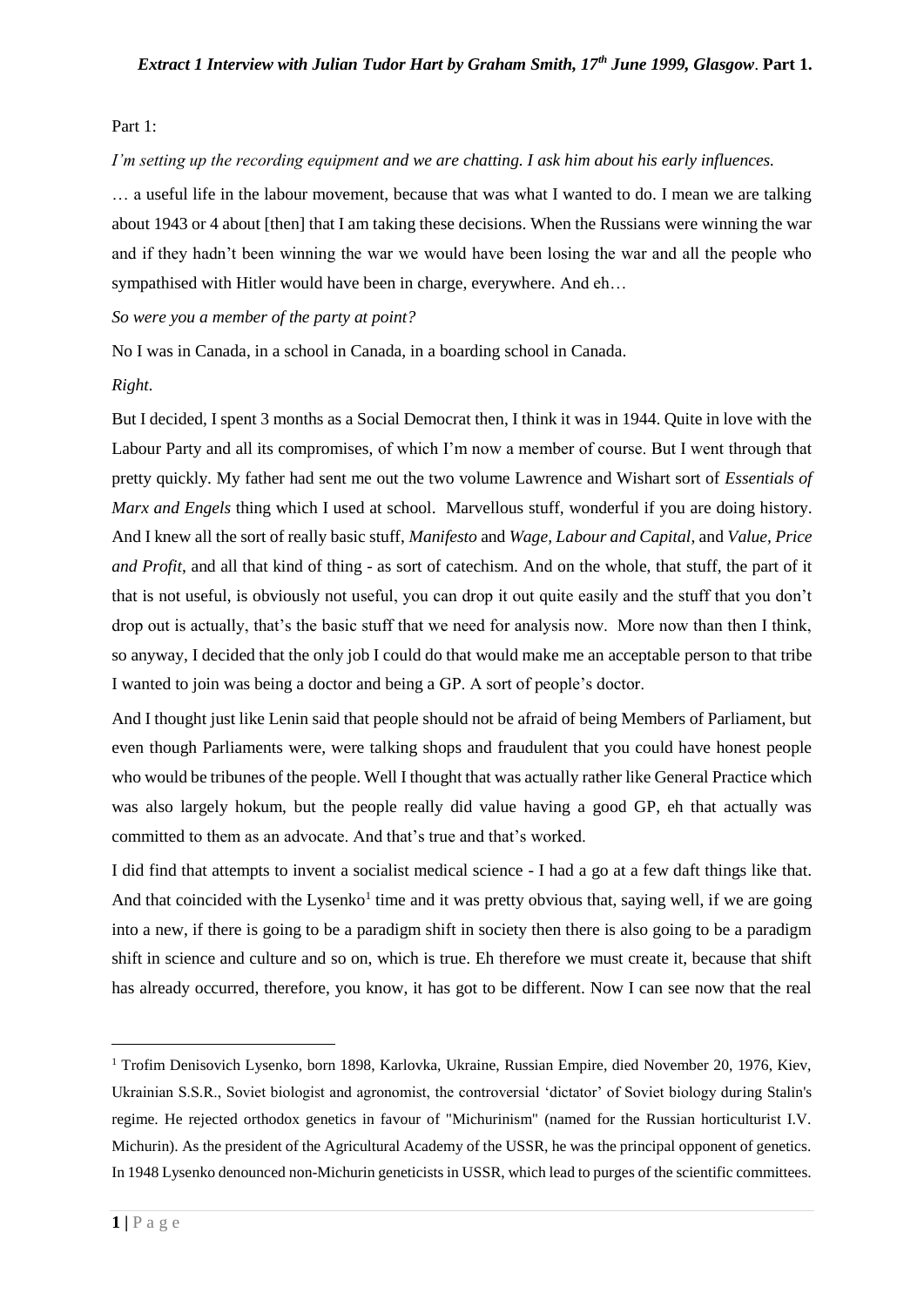# *Extract 1 Interview with Julian Tudor Hart by Graham Smith, 17th June 1999, Glasgow*. **Part 1.**

Part 1:

*I'm setting up the recording equipment and we are chatting. I ask him about his early influences.*

… a useful life in the labour movement, because that was what I wanted to do. I mean we are talking about 1943 or 4 about [then] that I am taking these decisions. When the Russians were winning the war and if they hadn't been winning the war we would have been losing the war and all the people who sympathised with Hitler would have been in charge, everywhere. And eh…

*So were you a member of the party at point?*

No I was in Canada, in a school in Canada, in a boarding school in Canada.

*Right.*

But I decided, I spent 3 months as a Social Democrat then, I think it was in 1944. Quite in love with the Labour Party and all its compromises, of which I'm now a member of course. But I went through that pretty quickly. My father had sent me out the two volume Lawrence and Wishart sort of *Essentials of Marx and Engels* thing which I used at school. Marvellous stuff, wonderful if you are doing history. And I knew all the sort of really basic stuff, *Manifesto* and *Wage, Labour and Capital*, and *Value, Price and Profit*, and all that kind of thing - as sort of catechism. And on the whole, that stuff, the part of it that is not useful, is obviously not useful, you can drop it out quite easily and the stuff that you don't drop out is actually, that's the basic stuff that we need for analysis now. More now than then I think, so anyway, I decided that the only job I could do that would make me an acceptable person to that tribe I wanted to join was being a doctor and being a GP. A sort of people's doctor.

And I thought just like Lenin said that people should not be afraid of being Members of Parliament, but even though Parliaments were, were talking shops and fraudulent that you could have honest people who would be tribunes of the people. Well I thought that was actually rather like General Practice which was also largely hokum, but the people really did value having a good GP, eh that actually was committed to them as an advocate. And that's true and that's worked.

I did find that attempts to invent a socialist medical science - I had a go at a few daft things like that. And that coincided with the Lysenko[1] time and it was pretty obvious that, saying well, if we are going into a new, if there is going to be a paradigm shift in society then there is also going to be a paradigm shift in science and culture and so on, which is true. Eh therefore we must create it, because that shift has already occurred, therefore, you know, it has got to be different. Now I can see now that the real

[1] Trofim Denisovich Lysenko, born 1898, Karlovka, Ukraine, Russian Empire, died November 20, 1976, Kiev, Ukrainian S.S.R., Soviet biologist and agronomist, the controversial 'dictator' of Soviet biology during Stalin's regime. He rejected orthodox genetics in favour of "Michurinism" (named for the Russian horticulturist I.V. Michurin). As the president of the Agricultural Academy of the USSR, he was the principal opponent of genetics. In 1948 Lysenko denounced non-Michurin geneticists in USSR, which lead to purges of the scientific committees.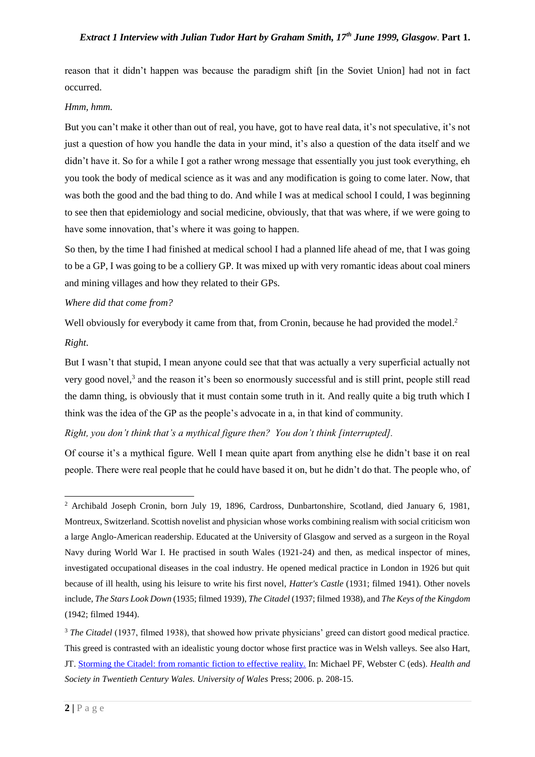reason that it didn't happen was because the paradigm shift [in the Soviet Union] had not in fact occurred.

*Hmm, hmm.*

But you can't make it other than out of real, you have, got to have real data, it's not speculative, it's not just a question of how you handle the data in your mind, it's also a question of the data itself and we didn't have it. So for a while I got a rather wrong message that essentially you just took everything, eh you took the body of medical science as it was and any modification is going to come later. Now, that was both the good and the bad thing to do. And while I was at medical school I could, I was beginning to see then that epidemiology and social medicine, obviously, that that was where, if we were going to have some innovation, that's where it was going to happen.

So then, by the time I had finished at medical school I had a planned life ahead of me, that I was going to be a GP, I was going to be a colliery GP. It was mixed up with very romantic ideas about coal miners and mining villages and how they related to their GPs.

*Where did that come from?*

Well obviously for everybody it came from that, from Cronin, because he had provided the model.[2]

*Right.*

But I wasn't that stupid, I mean anyone could see that that was actually a very superficial actually not very good novel,[3] and the reason it's been so enormously successful and is still print, people still read the damn thing, is obviously that it must contain some truth in it. And really quite a big truth which I think was the idea of the GP as the people's advocate in a, in that kind of community.

*Right, you don't think that's a mythical figure then? You don't think [interrupted].*

Of course it's a mythical figure. Well I mean quite apart from anything else he didn't base it on real people. There were real people that he could have based it on, but he didn't do that. The people who, of

---

[2] Archibald Joseph Cronin, born July 19, 1896, Cardross, Dunbartonshire, Scotland, died January 6, 1981, Montreux, Switzerland. Scottish novelist and physician whose works combining realism with social criticism won a large Anglo-American readership. Educated at the University of Glasgow and served as a surgeon in the Royal Navy during World War I. He practised in south Wales (1921-24) and then, as medical inspector of mines, investigated occupational diseases in the coal industry. He opened medical practice in London in 1926 but quit because of ill health, using his leisure to write his first novel, *Hatter's Castle* (1931; filmed 1941). Other novels include, *The Stars Look Down* (1935; filmed 1939), *The Citadel* (1937; filmed 1938), and *The Keys of the Kingdom* (1942; filmed 1944).

[3] *The Citadel* (1937, filmed 1938), that showed how private physicians' greed can distort good medical practice. This greed is contrasted with an idealistic young doctor whose first practice was in Welsh valleys. See also Hart, JT. Storming the Citadel: from romantic fiction to effective reality. In: Michael PF, Webster C (eds). *Health and Society in Twentieth Century Wales. University of Wales* Press; 2006. p. 208-15.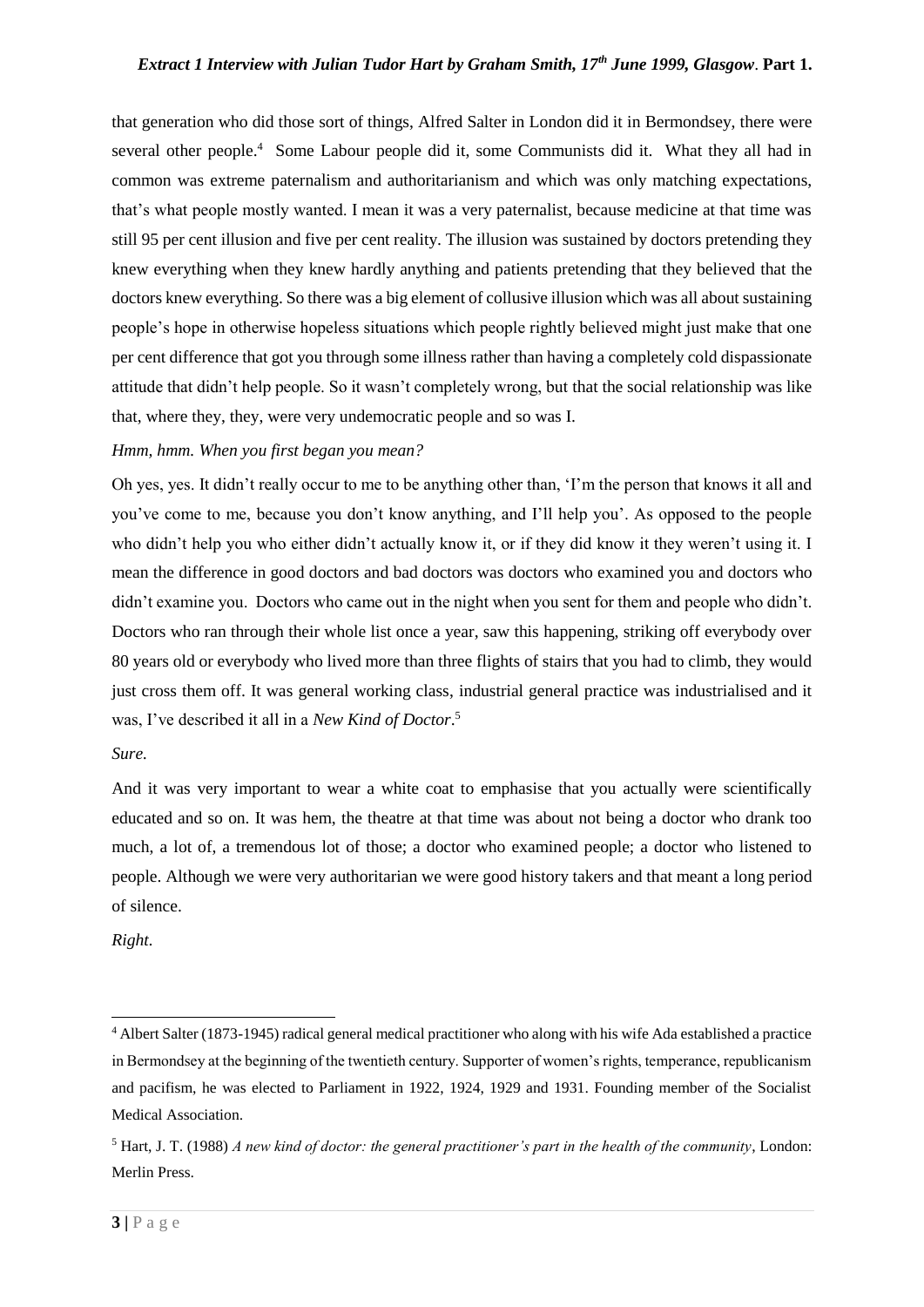that generation who did those sort of things, Alfred Salter in London did it in Bermondsey, there were several other people.[4] Some Labour people did it, some Communists did it. What they all had in common was extreme paternalism and authoritarianism and which was only matching expectations, that's what people mostly wanted. I mean it was a very paternalist, because medicine at that time was still 95 per cent illusion and five per cent reality. The illusion was sustained by doctors pretending they knew everything when they knew hardly anything and patients pretending that they believed that the doctors knew everything. So there was a big element of collusive illusion which was all about sustaining people's hope in otherwise hopeless situations which people rightly believed might just make that one per cent difference that got you through some illness rather than having a completely cold dispassionate attitude that didn't help people. So it wasn't completely wrong, but that the social relationship was like that, where they, they, were very undemocratic people and so was I.

*Hmm, hmm. When you first began you mean?*

Oh yes, yes. It didn't really occur to me to be anything other than, 'I'm the person that knows it all and you've come to me, because you don't know anything, and I'll help you'. As opposed to the people who didn't help you who either didn't actually know it, or if they did know it they weren't using it. I mean the difference in good doctors and bad doctors was doctors who examined you and doctors who didn't examine you. Doctors who came out in the night when you sent for them and people who didn't. Doctors who ran through their whole list once a year, saw this happening, striking off everybody over 80 years old or everybody who lived more than three flights of stairs that you had to climb, they would just cross them off. It was general working class, industrial general practice was industrialised and it was, I've described it all in a *New Kind of Doctor*.[5]

*Sure.*

And it was very important to wear a white coat to emphasise that you actually were scientifically educated and so on. It was hem, the theatre at that time was about not being a doctor who drank too much, a lot of, a tremendous lot of those; a doctor who examined people; a doctor who listened to people. Although we were very authoritarian we were good history takers and that meant a long period of silence.

*Right.*

---

[4] Albert Salter (1873-1945) radical general medical practitioner who along with his wife Ada established a practice in Bermondsey at the beginning of the twentieth century. Supporter of women's rights, temperance, republicanism and pacifism, he was elected to Parliament in 1922, 1924, 1929 and 1931. Founding member of the Socialist Medical Association.

[5] Hart, J. T. (1988) *A new kind of doctor: the general practitioner's part in the health of the community*, London: Merlin Press.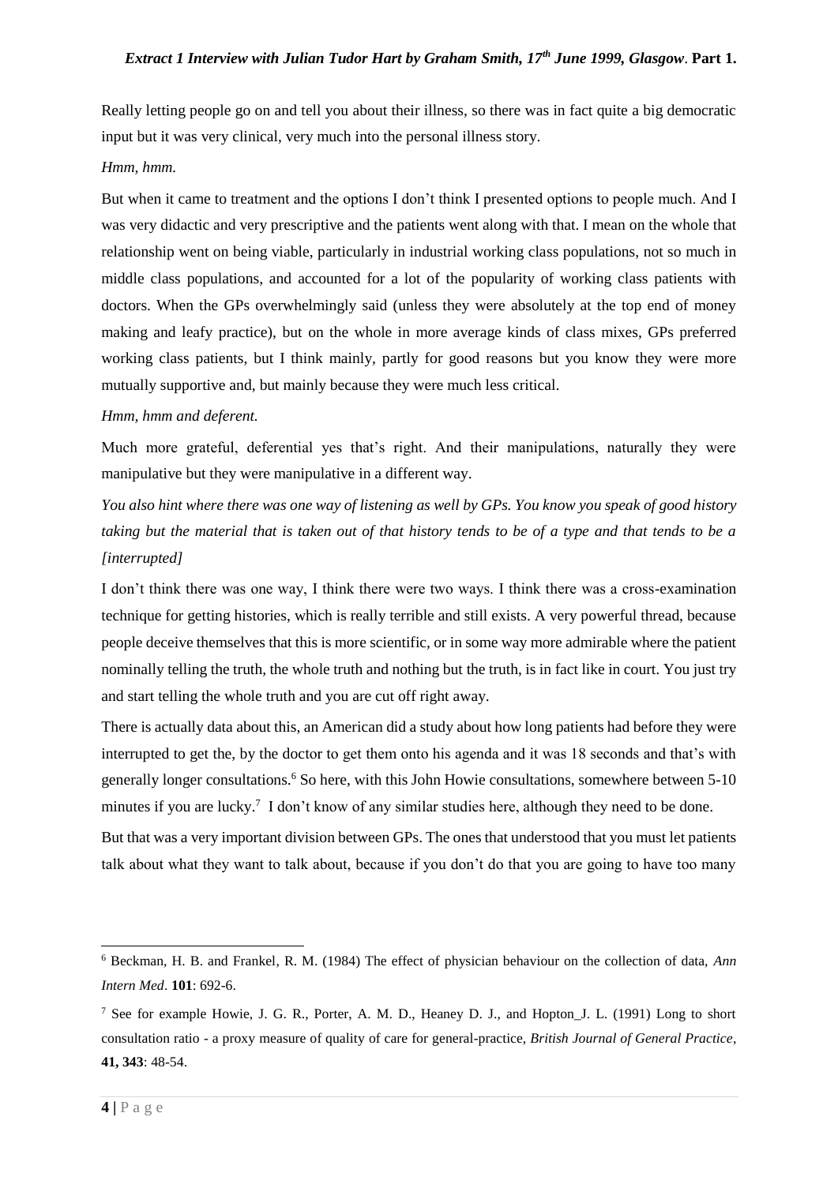Really letting people go on and tell you about their illness, so there was in fact quite a big democratic input but it was very clinical, very much into the personal illness story.

*Hmm, hmm.*

But when it came to treatment and the options I don't think I presented options to people much. And I was very didactic and very prescriptive and the patients went along with that. I mean on the whole that relationship went on being viable, particularly in industrial working class populations, not so much in middle class populations, and accounted for a lot of the popularity of working class patients with doctors. When the GPs overwhelmingly said (unless they were absolutely at the top end of money making and leafy practice), but on the whole in more average kinds of class mixes, GPs preferred working class patients, but I think mainly, partly for good reasons but you know they were more mutually supportive and, but mainly because they were much less critical.

*Hmm, hmm and deferent.*

Much more grateful, deferential yes that's right. And their manipulations, naturally they were manipulative but they were manipulative in a different way.

*You also hint where there was one way of listening as well by GPs. You know you speak of good history taking but the material that is taken out of that history tends to be of a type and that tends to be a [interrupted]*

I don't think there was one way, I think there were two ways. I think there was a cross-examination technique for getting histories, which is really terrible and still exists. A very powerful thread, because people deceive themselves that this is more scientific, or in some way more admirable where the patient nominally telling the truth, the whole truth and nothing but the truth, is in fact like in court. You just try and start telling the whole truth and you are cut off right away.

There is actually data about this, an American did a study about how long patients had before they were interrupted to get the, by the doctor to get them onto his agenda and it was 18 seconds and that's with generally longer consultations.[6] So here, with this John Howie consultations, somewhere between 5-10 minutes if you are lucky.[7] I don't know of any similar studies here, although they need to be done.

But that was a very important division between GPs. The ones that understood that you must let patients talk about what they want to talk about, because if you don't do that you are going to have too many

---

[6] Beckman, H. B. and Frankel, R. M. (1984) The effect of physician behaviour on the collection of data, *Ann Intern Med*. **101**: 692-6.

[7] See for example Howie, J. G. R., Porter, A. M. D., Heaney D. J., and Hopton_J. L. (1991) Long to short consultation ratio - a proxy measure of quality of care for general-practice, *British Journal of General Practice*, **41, 343**: 48-54.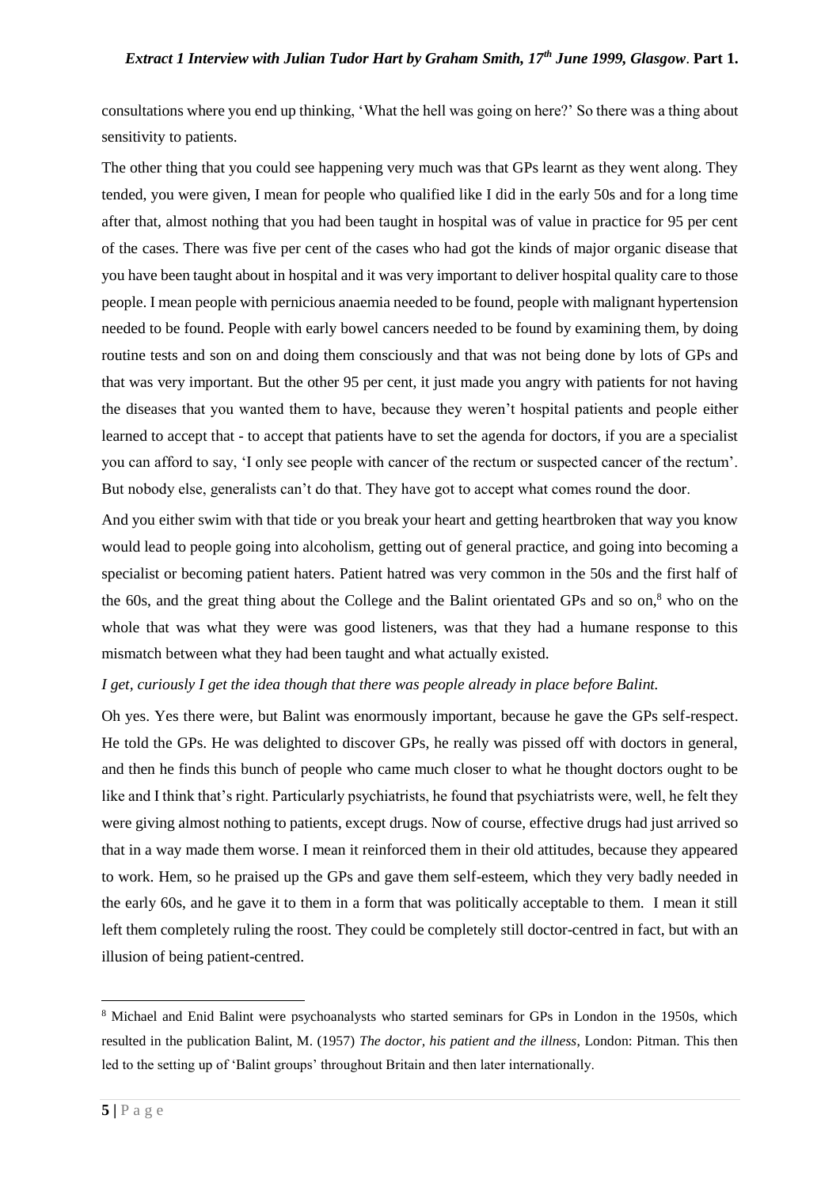consultations where you end up thinking, 'What the hell was going on here?' So there was a thing about sensitivity to patients.

The other thing that you could see happening very much was that GPs learnt as they went along. They tended, you were given, I mean for people who qualified like I did in the early 50s and for a long time after that, almost nothing that you had been taught in hospital was of value in practice for 95 per cent of the cases. There was five per cent of the cases who had got the kinds of major organic disease that you have been taught about in hospital and it was very important to deliver hospital quality care to those people. I mean people with pernicious anaemia needed to be found, people with malignant hypertension needed to be found. People with early bowel cancers needed to be found by examining them, by doing routine tests and son on and doing them consciously and that was not being done by lots of GPs and that was very important. But the other 95 per cent, it just made you angry with patients for not having the diseases that you wanted them to have, because they weren't hospital patients and people either learned to accept that - to accept that patients have to set the agenda for doctors, if you are a specialist you can afford to say, 'I only see people with cancer of the rectum or suspected cancer of the rectum'. But nobody else, generalists can't do that. They have got to accept what comes round the door.

And you either swim with that tide or you break your heart and getting heartbroken that way you know would lead to people going into alcoholism, getting out of general practice, and going into becoming a specialist or becoming patient haters. Patient hatred was very common in the 50s and the first half of the 60s, and the great thing about the College and the Balint orientated GPs and so on,[8] who on the whole that was what they were was good listeners, was that they had a humane response to this mismatch between what they had been taught and what actually existed.

*I get, curiously I get the idea though that there was people already in place before Balint.*

Oh yes. Yes there were, but Balint was enormously important, because he gave the GPs self-respect. He told the GPs. He was delighted to discover GPs, he really was pissed off with doctors in general, and then he finds this bunch of people who came much closer to what he thought doctors ought to be like and I think that's right. Particularly psychiatrists, he found that psychiatrists were, well, he felt they were giving almost nothing to patients, except drugs. Now of course, effective drugs had just arrived so that in a way made them worse. I mean it reinforced them in their old attitudes, because they appeared to work. Hem, so he praised up the GPs and gave them self-esteem, which they very badly needed in the early 60s, and he gave it to them in a form that was politically acceptable to them. I mean it still left them completely ruling the roost. They could be completely still doctor-centred in fact, but with an illusion of being patient-centred.

---

[8] Michael and Enid Balint were psychoanalysts who started seminars for GPs in London in the 1950s, which resulted in the publication Balint, M. (1957) *The doctor, his patient and the illness*, London: Pitman. This then led to the setting up of 'Balint groups' throughout Britain and then later internationally.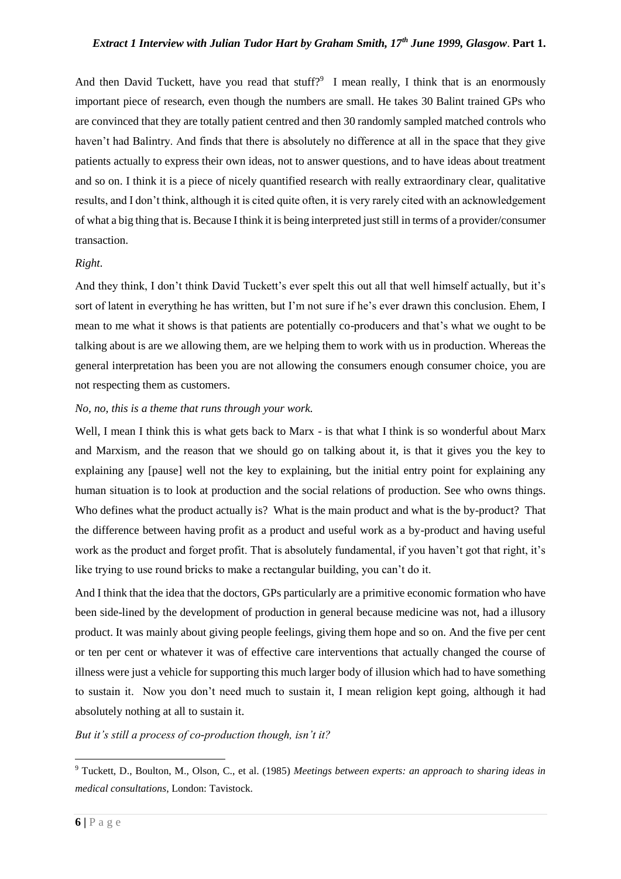And then David Tuckett, have you read that stuff?[9] I mean really, I think that is an enormously important piece of research, even though the numbers are small. He takes 30 Balint trained GPs who are convinced that they are totally patient centred and then 30 randomly sampled matched controls who haven't had Balintry. And finds that there is absolutely no difference at all in the space that they give patients actually to express their own ideas, not to answer questions, and to have ideas about treatment and so on. I think it is a piece of nicely quantified research with really extraordinary clear, qualitative results, and I don't think, although it is cited quite often, it is very rarely cited with an acknowledgement of what a big thing that is. Because I think it is being interpreted just still in terms of a provider/consumer transaction.

*Right.*

And they think, I don't think David Tuckett's ever spelt this out all that well himself actually, but it's sort of latent in everything he has written, but I'm not sure if he's ever drawn this conclusion. Ehem, I mean to me what it shows is that patients are potentially co-producers and that's what we ought to be talking about is are we allowing them, are we helping them to work with us in production. Whereas the general interpretation has been you are not allowing the consumers enough consumer choice, you are not respecting them as customers.

*No, no, this is a theme that runs through your work.*

Well, I mean I think this is what gets back to Marx - is that what I think is so wonderful about Marx and Marxism, and the reason that we should go on talking about it, is that it gives you the key to explaining any [pause] well not the key to explaining, but the initial entry point for explaining any human situation is to look at production and the social relations of production. See who owns things. Who defines what the product actually is? What is the main product and what is the by-product? That the difference between having profit as a product and useful work as a by-product and having useful work as the product and forget profit. That is absolutely fundamental, if you haven't got that right, it's like trying to use round bricks to make a rectangular building, you can't do it.

And I think that the idea that the doctors, GPs particularly are a primitive economic formation who have been side-lined by the development of production in general because medicine was not, had a illusory product. It was mainly about giving people feelings, giving them hope and so on. And the five per cent or ten per cent or whatever it was of effective care interventions that actually changed the course of illness were just a vehicle for supporting this much larger body of illusion which had to have something to sustain it. Now you don't need much to sustain it, I mean religion kept going, although it had absolutely nothing at all to sustain it.

*But it's still a process of co-production though, isn't it?*

[9] Tuckett, D., Boulton, M., Olson, C., et al. (1985) *Meetings between experts: an approach to sharing ideas in medical consultations*, London: Tavistock.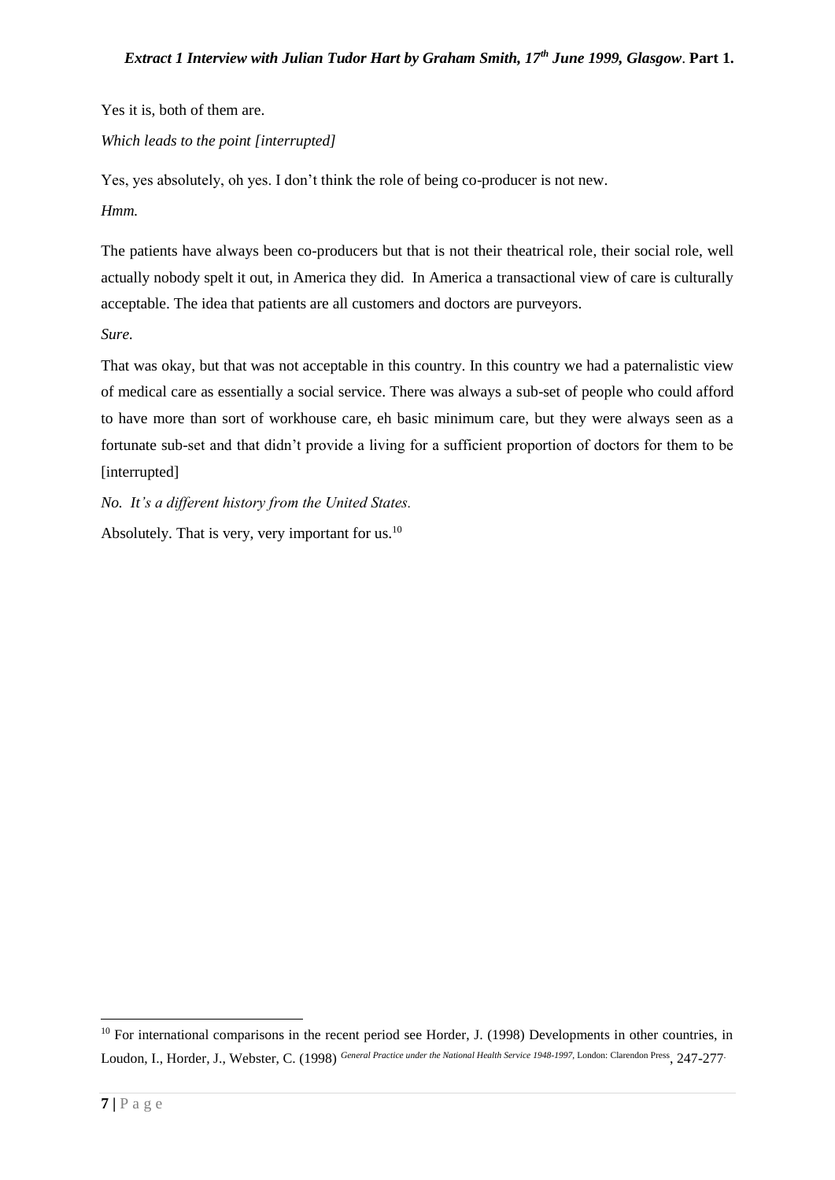Yes it is, both of them are.

*Which leads to the point [interrupted]*

Yes, yes absolutely, oh yes. I don't think the role of being co-producer is not new.

*Hmm.*

The patients have always been co-producers but that is not their theatrical role, their social role, well actually nobody spelt it out, in America they did. In America a transactional view of care is culturally acceptable. The idea that patients are all customers and doctors are purveyors.

*Sure.*

That was okay, but that was not acceptable in this country. In this country we had a paternalistic view of medical care as essentially a social service. There was always a sub-set of people who could afford to have more than sort of workhouse care, eh basic minimum care, but they were always seen as a fortunate sub-set and that didn't provide a living for a sufficient proportion of doctors for them to be [interrupted]

*No. It's a different history from the United States.*

Absolutely. That is very, very important for us.[10]

---

[10] For international comparisons in the recent period see Horder, J. (1998) Developments in other countries, in Loudon, I., Horder, J., Webster, C. (1998) *General Practice under the National Health Service 1948-1997*, London: Clarendon Press, 247-277.